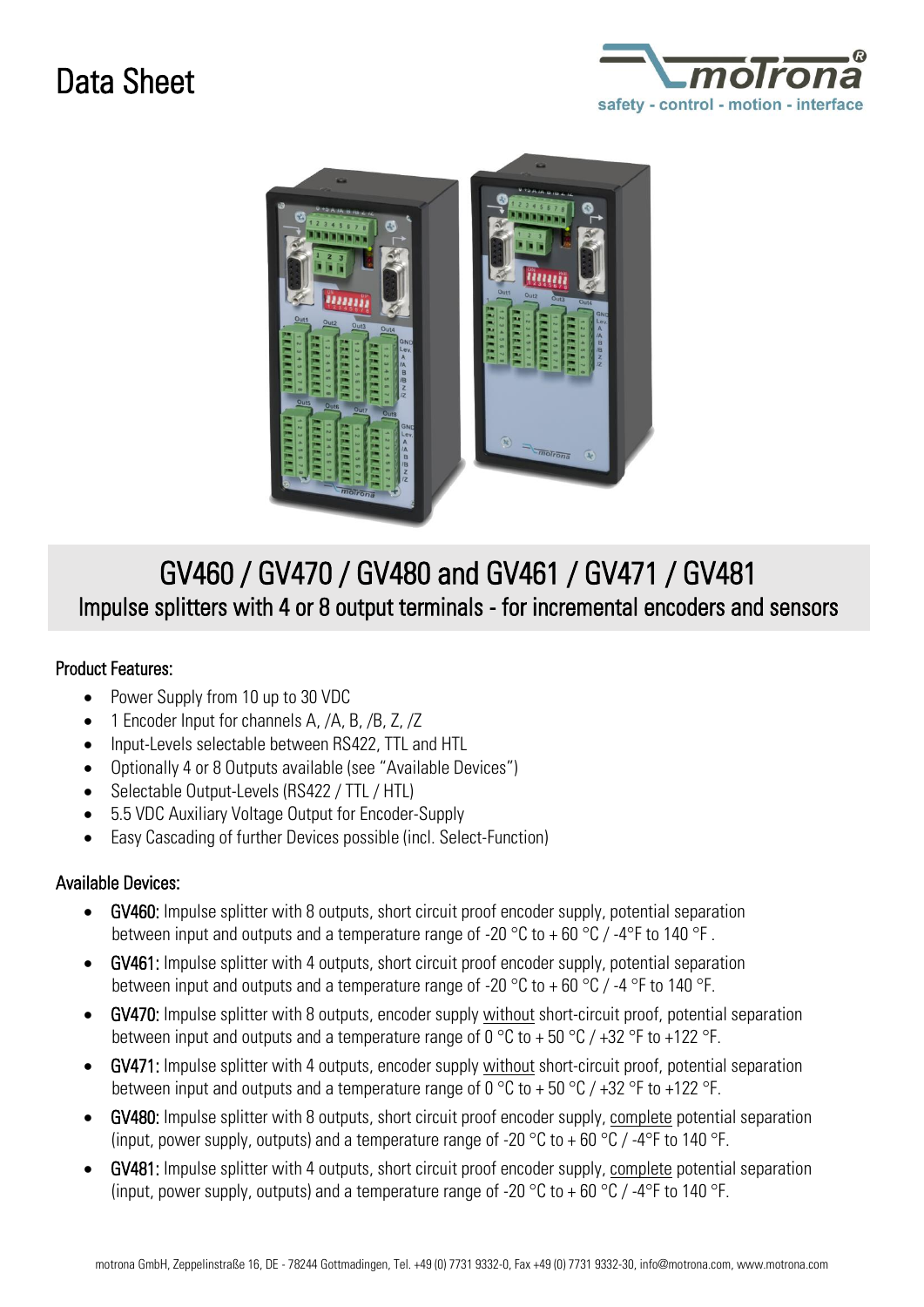# Data Sheet

# GV460 / GV470 / GV480 and GV461 / GV471 / GV481

## Impulse splitters with 4 or 8 output terminals - for incremental encoders and sensors

### Product Features:

- Power Supply from 10 up to 30 VDC
- 1 Encoder Input for channels A, /A, B, /B, Z, /Z
- Input-Levels selectable between RS422, TTL and HTL
- Optionally 4 or 8 Outputs available (see "Available Devices")
- Selectable Output-Levels (RS422 / TTL / HTL)
- 5.5 VDC Auxiliary Voltage Output for Encoder-Supply
- Easy Cascading of further Devices possible (incl. Select-Function)

### Available Devices:

- **GV460:** Impulse splitter with 8 outputs, short circuit proof encoder supply, potential separation between input and outputs and a temperature range of -20 °C to + 60 °C / -4°F to 140 °F .
- **GV461:** Impulse splitter with 4 outputs, short circuit proof encoder supply, potential separation between input and outputs and a temperature range of -20 °C to + 60 °C / -4 °F to 140 °F.
- **GV470:** Impulse splitter with 8 outputs, encoder supply without short-circuit proof, potential separation between input and outputs and a temperature range of 0 °C to + 50 °C / +32 °F to +122 °F.
- **GV471:** Impulse splitter with 4 outputs, encoder supply without short-circuit proof, potential separation between input and outputs and a temperature range of 0 °C to + 50 °C / +32 °F to +122 °F.
- **GV480:** Impulse splitter with 8 outputs, short circuit proof encoder supply, complete potential separation (input, power supply, outputs) and a temperature range of -20 °C to + 60 °C / -4°F to 140 °F.
- **GV481:** Impulse splitter with 4 outputs, short circuit proof encoder supply, complete potential separation (input, power supply, outputs) and a temperature range of -20 °C to + 60 °C / -4°F to 140 °F.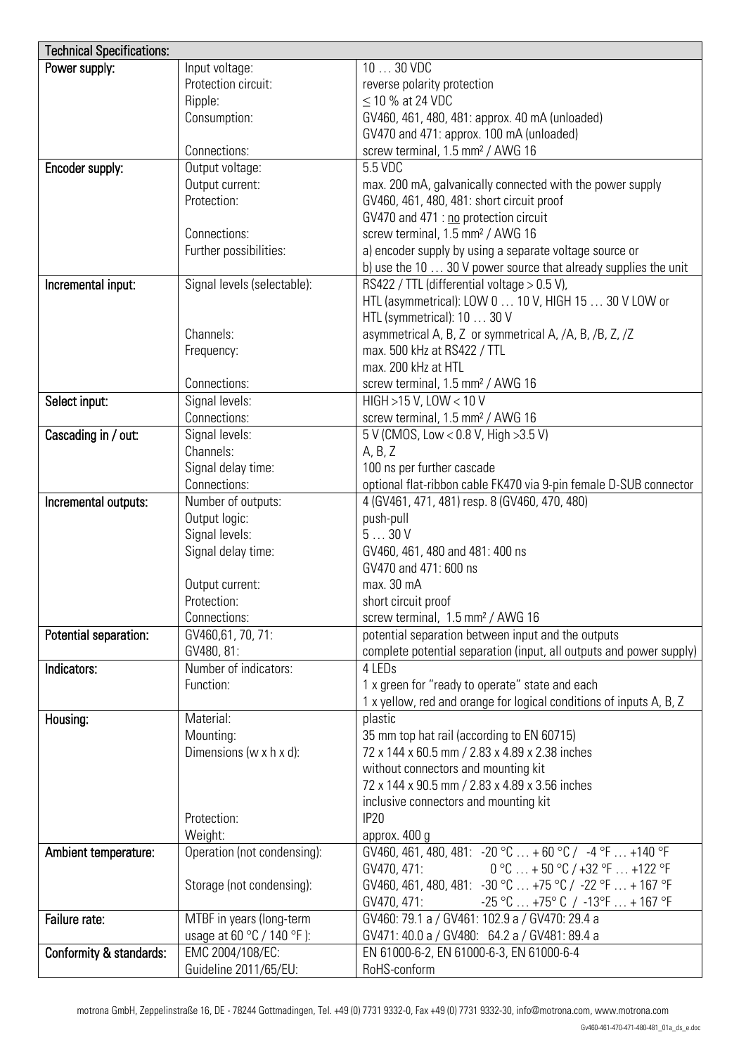| Technical Specifications: | | |
|---|---|---|
| **Power supply:** | Input voltage: | 10 … 30 VDC |
| | Protection circuit: | reverse polarity protection |
| | Ripple: | ≤ 10 % at 24 VDC |
| | Consumption: | GV460, 461, 480, 481: approx. 40 mA (unloaded) |
| | | GV470 and 471: approx. 100 mA (unloaded) |
| | Connections: | screw terminal, 1.5 mm² / AWG 16 |
| **Encoder supply:** | Output voltage: | 5.5 VDC |
| | Output current: | max. 200 mA, galvanically connected with the power supply |
| | Protection: | GV460, 461, 480, 481: short circuit proof |
| | | GV470 and 471 : no protection circuit |
| | Connections: | screw terminal, 1.5 mm² / AWG 16 |
| | Further possibilities: | a) encoder supply by using a separate voltage source or |
| | | b) use the 10 … 30 V power source that already supplies the unit |
| **Incremental input:** | Signal levels (selectable): | RS422 / TTL (differential voltage > 0.5 V), |
| | | HTL (asymmetrical): LOW 0 … 10 V, HIGH 15 … 30 V LOW or |
| | | HTL (symmetrical): 10 … 30 V |
| | Channels: | asymmetrical A, B, Z or symmetrical A, /A, B, /B, Z, /Z |
| | Frequency: | max. 500 kHz at RS422 / TTL |
| | | max. 200 kHz at HTL |
| | Connections: | screw terminal, 1.5 mm² / AWG 16 |
| **Select input:** | Signal levels: | HIGH >15 V, LOW < 10 V |
| | Connections: | screw terminal, 1.5 mm² / AWG 16 |
| **Cascading in / out:** | Signal levels: | 5 V (CMOS, Low < 0.8 V, High >3.5 V) |
| | Channels: | A, B, Z |
| | Signal delay time: | 100 ns per further cascade |
| | Connections: | optional flat-ribbon cable FK470 via 9-pin female D-SUB connector |
| **Incremental outputs:** | Number of outputs: | 4 (GV461, 471, 481) resp. 8 (GV460, 470, 480) |
| | Output logic: | push-pull |
| | Signal levels: | 5 … 30 V |
| | Signal delay time: | GV460, 461, 480 and 481: 400 ns |
| | | GV470 and 471: 600 ns |
| | Output current: | max. 30 mA |
| | Protection: | short circuit proof |
| | Connections: | screw terminal, 1.5 mm² / AWG 16 |
| **Potential separation:** | GV460,61, 70, 71: | potential separation between input and the outputs |
| | GV480, 81: | complete potential separation (input, all outputs and power supply) |
| **Indicators:** | Number of indicators: | 4 LEDs |
| | Function: | 1 x green for "ready to operate" state and each |
| | | 1 x yellow, red and orange for logical conditions of inputs A, B, Z |
| **Housing:** | Material: | plastic |
| | Mounting: | 35 mm top hat rail (according to EN 60715) |
| | Dimensions (w x h x d): | 72 x 144 x 60.5 mm / 2.83 x 4.89 x 2.38 inches |
| | | without connectors and mounting kit |
| | | 72 x 144 x 90.5 mm / 2.83 x 4.89 x 3.56 inches |
| | | inclusive connectors and mounting kit |
| | Protection: | IP20 |
| | Weight: | approx. 400 g |
| **Ambient temperature:** | Operation (not condensing): | GV460, 461, 480, 481: -20 °C … + 60 °C / -4 °F … +140 °F |
| | | GV470, 471: 0 °C … + 50 °C / +32 °F … +122 °F |
| | Storage (not condensing): | GV460, 461, 480, 481: -30 °C … +75 °C / -22 °F … + 167 °F |
| | | GV470, 471: -25 °C … +75° C / -13°F … + 167 °F |
| **Failure rate:** | MTBF in years (long-term usage at 60 °C / 140 °F ): | GV460: 79.1 a / GV461: 102.9 a / GV470: 29.4 a<br>GV471: 40.0 a / GV480: 64.2 a / GV481: 89.4 a |
| **Conformity & standards:** | EMC 2004/108/EC: | EN 61000-6-2, EN 61000-6-3, EN 61000-6-4 |
| | Guideline 2011/65/EU: | RoHS-conform |

motrona GmbH, Zeppelinstraße 16, DE - 78244 Gottmadingen, Tel. +49 (0) 7731 9332-0, Fax +49 (0) 7731 9332-30, info@motrona.com, www.motrona.com

Gv460-461-470-471-480-481_01a_ds_e.doc